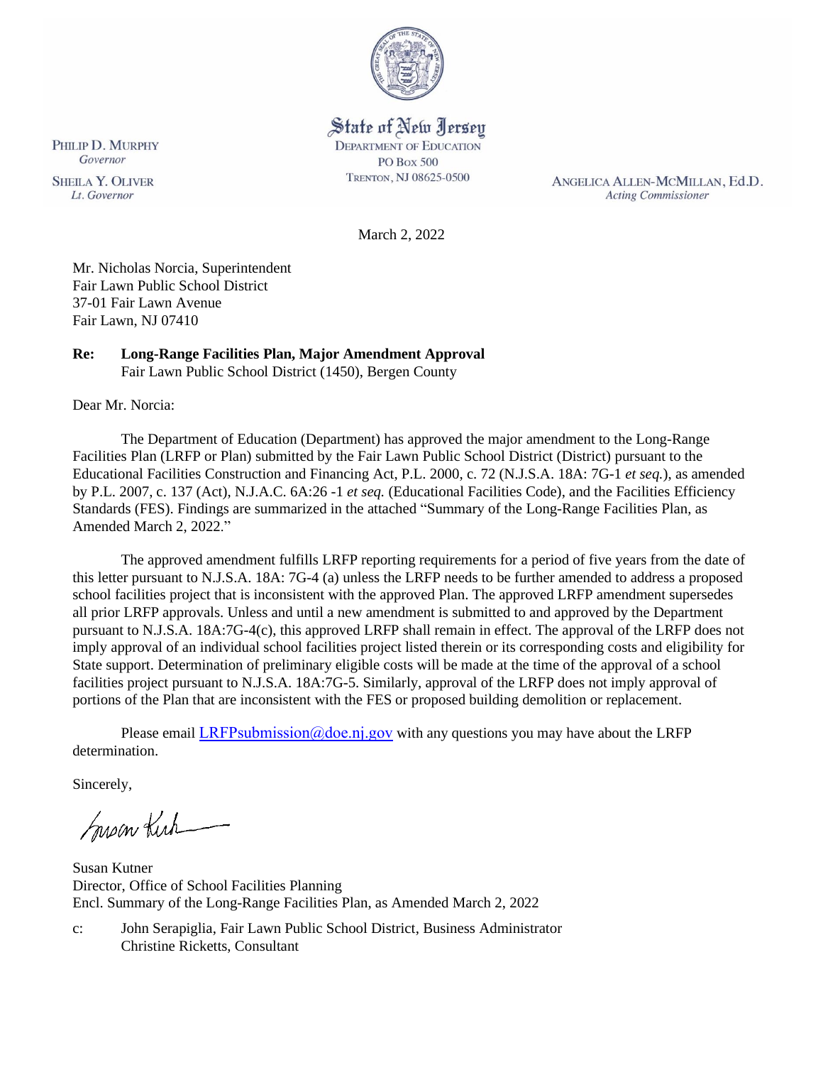PHILIP D. MURPHY
*Governor*

SHEILA Y. OLIVER
*Lt. Governor*

State of New Jersey
DEPARTMENT OF EDUCATION
PO BOX 500
TRENTON, NJ 08625-0500

ANGELICA ALLEN-MCMILLAN, Ed.D.
*Acting Commissioner*

March 2, 2022

Mr. Nicholas Norcia, Superintendent
Fair Lawn Public School District
37-01 Fair Lawn Avenue
Fair Lawn, NJ 07410

**Re: Long-Range Facilities Plan, Major Amendment Approval**
Fair Lawn Public School District (1450), Bergen County

Dear Mr. Norcia:

The Department of Education (Department) has approved the major amendment to the Long-Range Facilities Plan (LRFP or Plan) submitted by the Fair Lawn Public School District (District) pursuant to the Educational Facilities Construction and Financing Act, P.L. 2000, c. 72 (N.J.S.A. 18A: 7G-1 *et seq.*), as amended by P.L. 2007, c. 137 (Act), N.J.A.C. 6A:26 -1 *et seq.* (Educational Facilities Code), and the Facilities Efficiency Standards (FES). Findings are summarized in the attached "Summary of the Long-Range Facilities Plan, as Amended March 2, 2022."

The approved amendment fulfills LRFP reporting requirements for a period of five years from the date of this letter pursuant to N.J.S.A. 18A: 7G-4 (a) unless the LRFP needs to be further amended to address a proposed school facilities project that is inconsistent with the approved Plan. The approved LRFP amendment supersedes all prior LRFP approvals. Unless and until a new amendment is submitted to and approved by the Department pursuant to N.J.S.A. 18A:7G-4(c), this approved LRFP shall remain in effect. The approval of the LRFP does not imply approval of an individual school facilities project listed therein or its corresponding costs and eligibility for State support. Determination of preliminary eligible costs will be made at the time of the approval of a school facilities project pursuant to N.J.S.A. 18A:7G-5. Similarly, approval of the LRFP does not imply approval of portions of the Plan that are inconsistent with the FES or proposed building demolition or replacement.

Please email LRFPsubmission@doe.nj.gov with any questions you may have about the LRFP determination.

Sincerely,

Susan Kutner
Director, Office of School Facilities Planning
Encl. Summary of the Long-Range Facilities Plan, as Amended March 2, 2022

c: John Serapiglia, Fair Lawn Public School District, Business Administrator
Christine Ricketts, Consultant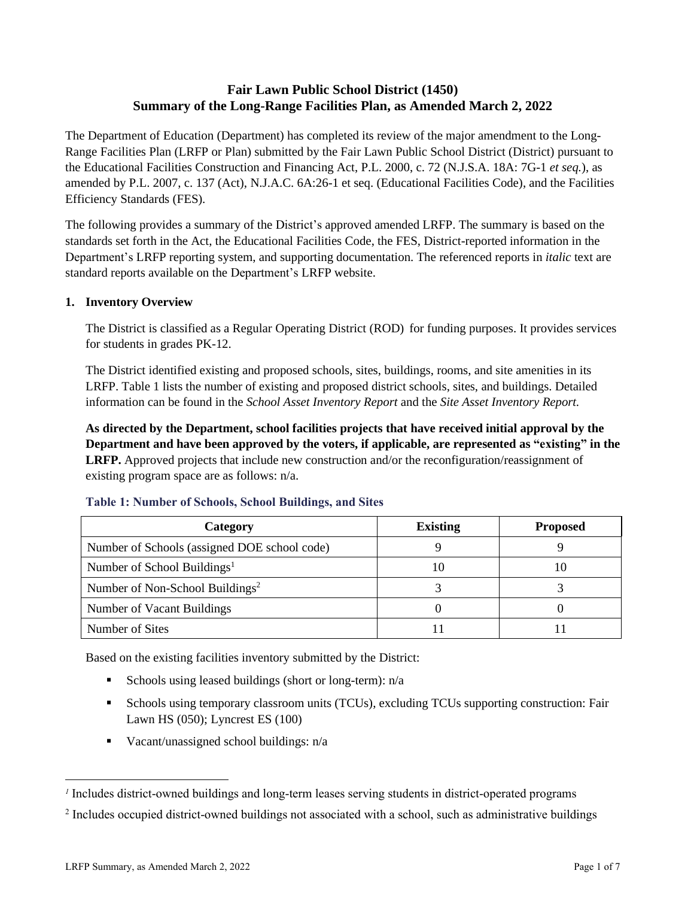# Fair Lawn Public School District (1450)
# Summary of the Long-Range Facilities Plan, as Amended March 2, 2022

The Department of Education (Department) has completed its review of the major amendment to the Long-Range Facilities Plan (LRFP or Plan) submitted by the Fair Lawn Public School District (District) pursuant to the Educational Facilities Construction and Financing Act, P.L. 2000, c. 72 (N.J.S.A. 18A: 7G-1 *et seq.*), as amended by P.L. 2007, c. 137 (Act), N.J.A.C. 6A:26-1 et seq. (Educational Facilities Code), and the Facilities Efficiency Standards (FES).

The following provides a summary of the District's approved amended LRFP. The summary is based on the standards set forth in the Act, the Educational Facilities Code, the FES, District-reported information in the Department's LRFP reporting system, and supporting documentation. The referenced reports in *italic* text are standard reports available on the Department's LRFP website.

## 1. Inventory Overview

The District is classified as a Regular Operating District (ROD) for funding purposes. It provides services for students in grades PK-12.

The District identified existing and proposed schools, sites, buildings, rooms, and site amenities in its LRFP. Table 1 lists the number of existing and proposed district schools, sites, and buildings. Detailed information can be found in the *School Asset Inventory Report* and the *Site Asset Inventory Report.*

**As directed by the Department, school facilities projects that have received initial approval by the Department and have been approved by the voters, if applicable, are represented as "existing" in the LRFP.** Approved projects that include new construction and/or the reconfiguration/reassignment of existing program space are as follows: n/a.

**Table 1: Number of Schools, School Buildings, and Sites**

| Category | Existing | Proposed |
|---|---|---|
| Number of Schools (assigned DOE school code) | 9 | 9 |
| Number of School Buildings[1] | 10 | 10 |
| Number of Non-School Buildings[2] | 3 | 3 |
| Number of Vacant Buildings | 0 | 0 |
| Number of Sites | 11 | 11 |

Based on the existing facilities inventory submitted by the District:

- Schools using leased buildings (short or long-term): n/a
- Schools using temporary classroom units (TCUs), excluding TCUs supporting construction: Fair Lawn HS (050); Lyncrest ES (100)
- Vacant/unassigned school buildings: n/a

---

[1] Includes district-owned buildings and long-term leases serving students in district-operated programs

[2] Includes occupied district-owned buildings not associated with a school, such as administrative buildings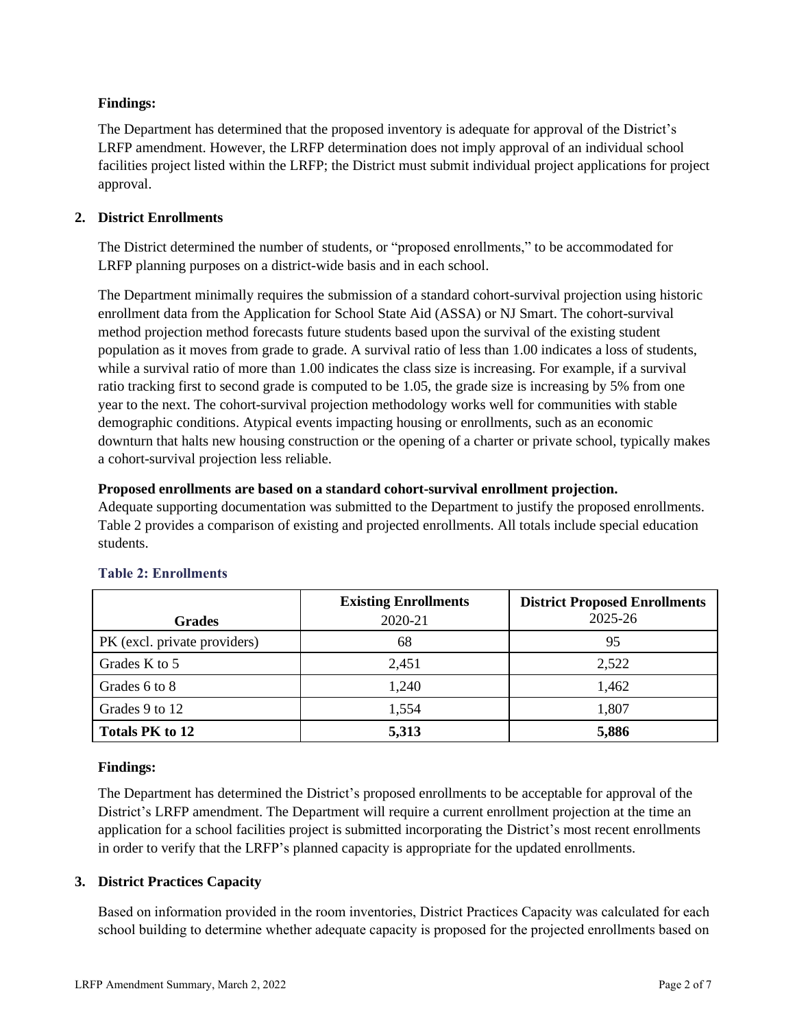**Findings:**

The Department has determined that the proposed inventory is adequate for approval of the District's LRFP amendment. However, the LRFP determination does not imply approval of an individual school facilities project listed within the LRFP; the District must submit individual project applications for project approval.

## 2. District Enrollments

The District determined the number of students, or "proposed enrollments," to be accommodated for LRFP planning purposes on a district-wide basis and in each school.

The Department minimally requires the submission of a standard cohort-survival projection using historic enrollment data from the Application for School State Aid (ASSA) or NJ Smart. The cohort-survival method projection method forecasts future students based upon the survival of the existing student population as it moves from grade to grade. A survival ratio of less than 1.00 indicates a loss of students, while a survival ratio of more than 1.00 indicates the class size is increasing. For example, if a survival ratio tracking first to second grade is computed to be 1.05, the grade size is increasing by 5% from one year to the next. The cohort-survival projection methodology works well for communities with stable demographic conditions. Atypical events impacting housing or enrollments, such as an economic downturn that halts new housing construction or the opening of a charter or private school, typically makes a cohort-survival projection less reliable.

**Proposed enrollments are based on a standard cohort-survival enrollment projection.**
Adequate supporting documentation was submitted to the Department to justify the proposed enrollments. Table 2 provides a comparison of existing and projected enrollments. All totals include special education students.

**Table 2: Enrollments**

| Grades | **Existing Enrollments** 2020-21 | **District Proposed Enrollments** 2025-26 |
|---|---|---|
| PK (excl. private providers) | 68 | 95 |
| Grades K to 5 | 2,451 | 2,522 |
| Grades 6 to 8 | 1,240 | 1,462 |
| Grades 9 to 12 | 1,554 | 1,807 |
| **Totals PK to 12** | **5,313** | **5,886** |

**Findings:**

The Department has determined the District's proposed enrollments to be acceptable for approval of the District's LRFP amendment. The Department will require a current enrollment projection at the time an application for a school facilities project is submitted incorporating the District's most recent enrollments in order to verify that the LRFP's planned capacity is appropriate for the updated enrollments.

## 3. District Practices Capacity

Based on information provided in the room inventories, District Practices Capacity was calculated for each school building to determine whether adequate capacity is proposed for the projected enrollments based on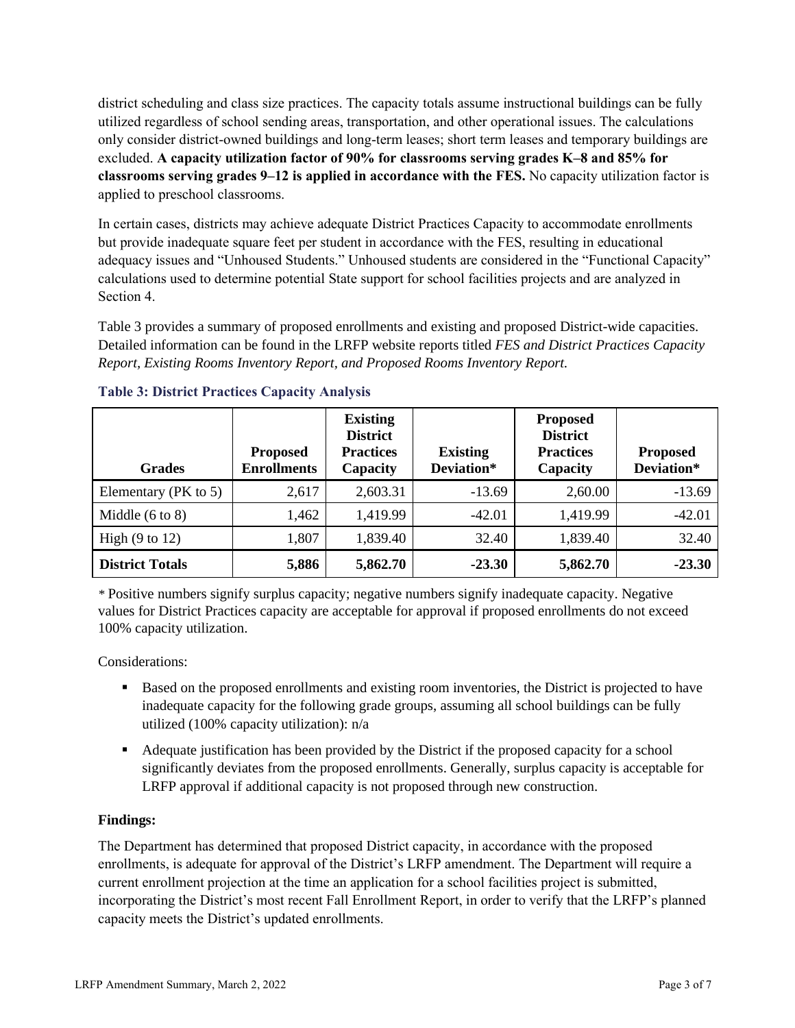district scheduling and class size practices. The capacity totals assume instructional buildings can be fully utilized regardless of school sending areas, transportation, and other operational issues. The calculations only consider district-owned buildings and long-term leases; short term leases and temporary buildings are excluded. **A capacity utilization factor of 90% for classrooms serving grades K–8 and 85% for classrooms serving grades 9–12 is applied in accordance with the FES.** No capacity utilization factor is applied to preschool classrooms.

In certain cases, districts may achieve adequate District Practices Capacity to accommodate enrollments but provide inadequate square feet per student in accordance with the FES, resulting in educational adequacy issues and "Unhoused Students." Unhoused students are considered in the "Functional Capacity" calculations used to determine potential State support for school facilities projects and are analyzed in Section 4.

Table 3 provides a summary of proposed enrollments and existing and proposed District-wide capacities. Detailed information can be found in the LRFP website reports titled *FES and District Practices Capacity Report, Existing Rooms Inventory Report, and Proposed Rooms Inventory Report.*

### Table 3: District Practices Capacity Analysis

| Grades | Proposed Enrollments | Existing District Practices Capacity | Existing Deviation* | Proposed District Practices Capacity | Proposed Deviation* |
|---|---|---|---|---|---|
| Elementary (PK to 5) | 2,617 | 2,603.31 | -13.69 | 2,60.00 | -13.69 |
| Middle (6 to 8) | 1,462 | 1,419.99 | -42.01 | 1,419.99 | -42.01 |
| High (9 to 12) | 1,807 | 1,839.40 | 32.40 | 1,839.40 | 32.40 |
| **District Totals** | **5,886** | **5,862.70** | **-23.30** | **5,862.70** | **-23.30** |

* Positive numbers signify surplus capacity; negative numbers signify inadequate capacity. Negative values for District Practices capacity are acceptable for approval if proposed enrollments do not exceed 100% capacity utilization.

Considerations:

- Based on the proposed enrollments and existing room inventories, the District is projected to have inadequate capacity for the following grade groups, assuming all school buildings can be fully utilized (100% capacity utilization): n/a
- Adequate justification has been provided by the District if the proposed capacity for a school significantly deviates from the proposed enrollments. Generally, surplus capacity is acceptable for LRFP approval if additional capacity is not proposed through new construction.

**Findings:**

The Department has determined that proposed District capacity, in accordance with the proposed enrollments, is adequate for approval of the District's LRFP amendment. The Department will require a current enrollment projection at the time an application for a school facilities project is submitted, incorporating the District's most recent Fall Enrollment Report, in order to verify that the LRFP's planned capacity meets the District's updated enrollments.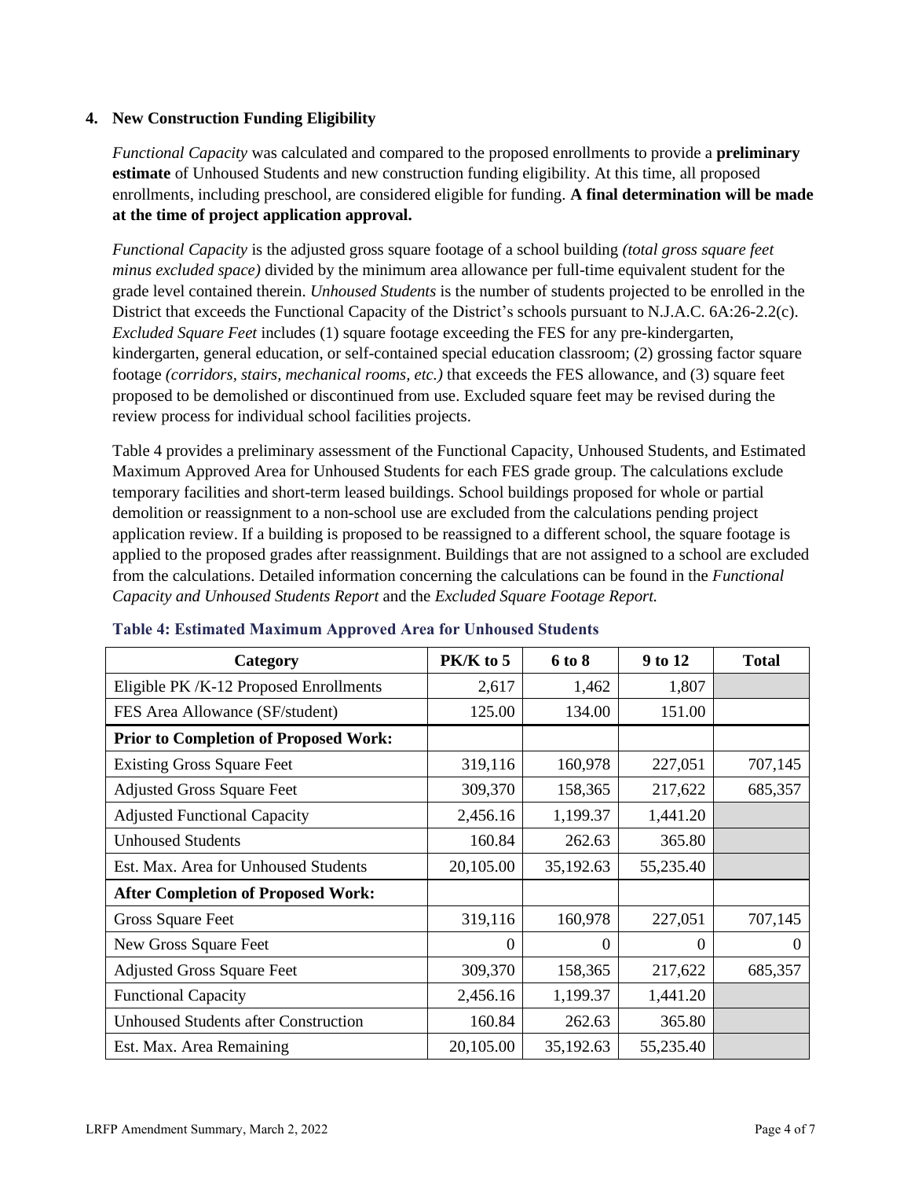## 4. New Construction Funding Eligibility

*Functional Capacity* was calculated and compared to the proposed enrollments to provide a **preliminary estimate** of Unhoused Students and new construction funding eligibility. At this time, all proposed enrollments, including preschool, are considered eligible for funding. **A final determination will be made at the time of project application approval.**

*Functional Capacity* is the adjusted gross square footage of a school building *(total gross square feet minus excluded space)* divided by the minimum area allowance per full-time equivalent student for the grade level contained therein. *Unhoused Students* is the number of students projected to be enrolled in the District that exceeds the Functional Capacity of the District's schools pursuant to N.J.A.C. 6A:26-2.2(c). *Excluded Square Feet* includes (1) square footage exceeding the FES for any pre-kindergarten, kindergarten, general education, or self-contained special education classroom; (2) grossing factor square footage *(corridors, stairs, mechanical rooms, etc.)* that exceeds the FES allowance, and (3) square feet proposed to be demolished or discontinued from use. Excluded square feet may be revised during the review process for individual school facilities projects.

Table 4 provides a preliminary assessment of the Functional Capacity, Unhoused Students, and Estimated Maximum Approved Area for Unhoused Students for each FES grade group. The calculations exclude temporary facilities and short-term leased buildings. School buildings proposed for whole or partial demolition or reassignment to a non-school use are excluded from the calculations pending project application review. If a building is proposed to be reassigned to a different school, the square footage is applied to the proposed grades after reassignment. Buildings that are not assigned to a school are excluded from the calculations. Detailed information concerning the calculations can be found in the *Functional Capacity and Unhoused Students Report* and the *Excluded Square Footage Report.*

**Table 4: Estimated Maximum Approved Area for Unhoused Students**

| Category | PK/K to 5 | 6 to 8 | 9 to 12 | Total |
|---|---|---|---|---|
| Eligible PK /K-12 Proposed Enrollments | 2,617 | 1,462 | 1,807 | |
| FES Area Allowance (SF/student) | 125.00 | 134.00 | 151.00 | |
| **Prior to Completion of Proposed Work:** | | | | |
| Existing Gross Square Feet | 319,116 | 160,978 | 227,051 | 707,145 |
| Adjusted Gross Square Feet | 309,370 | 158,365 | 217,622 | 685,357 |
| Adjusted Functional Capacity | 2,456.16 | 1,199.37 | 1,441.20 | |
| Unhoused Students | 160.84 | 262.63 | 365.80 | |
| Est. Max. Area for Unhoused Students | 20,105.00 | 35,192.63 | 55,235.40 | |
| **After Completion of Proposed Work:** | | | | |
| Gross Square Feet | 319,116 | 160,978 | 227,051 | 707,145 |
| New Gross Square Feet | 0 | 0 | 0 | 0 |
| Adjusted Gross Square Feet | 309,370 | 158,365 | 217,622 | 685,357 |
| Functional Capacity | 2,456.16 | 1,199.37 | 1,441.20 | |
| Unhoused Students after Construction | 160.84 | 262.63 | 365.80 | |
| Est. Max. Area Remaining | 20,105.00 | 35,192.63 | 55,235.40 | |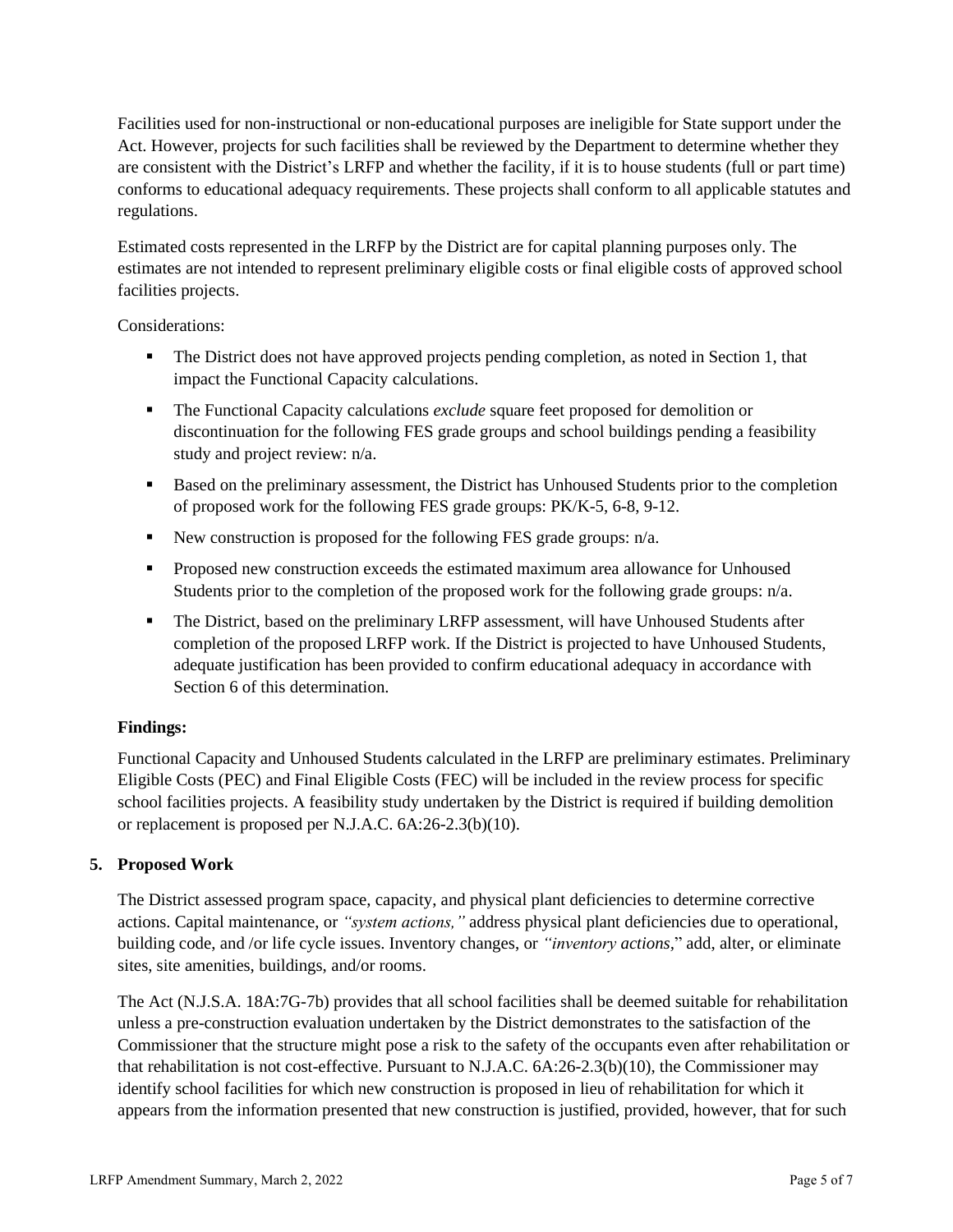Facilities used for non-instructional or non-educational purposes are ineligible for State support under the Act. However, projects for such facilities shall be reviewed by the Department to determine whether they are consistent with the District's LRFP and whether the facility, if it is to house students (full or part time) conforms to educational adequacy requirements. These projects shall conform to all applicable statutes and regulations.

Estimated costs represented in the LRFP by the District are for capital planning purposes only. The estimates are not intended to represent preliminary eligible costs or final eligible costs of approved school facilities projects.

Considerations:

- The District does not have approved projects pending completion, as noted in Section 1, that impact the Functional Capacity calculations.
- The Functional Capacity calculations *exclude* square feet proposed for demolition or discontinuation for the following FES grade groups and school buildings pending a feasibility study and project review: n/a.
- Based on the preliminary assessment, the District has Unhoused Students prior to the completion of proposed work for the following FES grade groups: PK/K-5, 6-8, 9-12.
- New construction is proposed for the following FES grade groups: n/a.
- Proposed new construction exceeds the estimated maximum area allowance for Unhoused Students prior to the completion of the proposed work for the following grade groups: n/a.
- The District, based on the preliminary LRFP assessment, will have Unhoused Students after completion of the proposed LRFP work. If the District is projected to have Unhoused Students, adequate justification has been provided to confirm educational adequacy in accordance with Section 6 of this determination.

**Findings:**

Functional Capacity and Unhoused Students calculated in the LRFP are preliminary estimates. Preliminary Eligible Costs (PEC) and Final Eligible Costs (FEC) will be included in the review process for specific school facilities projects. A feasibility study undertaken by the District is required if building demolition or replacement is proposed per N.J.A.C. 6A:26-2.3(b)(10).

## 5. Proposed Work

The District assessed program space, capacity, and physical plant deficiencies to determine corrective actions. Capital maintenance, or *"system actions,"* address physical plant deficiencies due to operational, building code, and /or life cycle issues. Inventory changes, or *"inventory actions*," add, alter, or eliminate sites, site amenities, buildings, and/or rooms.

The Act (N.J.S.A. 18A:7G-7b) provides that all school facilities shall be deemed suitable for rehabilitation unless a pre-construction evaluation undertaken by the District demonstrates to the satisfaction of the Commissioner that the structure might pose a risk to the safety of the occupants even after rehabilitation or that rehabilitation is not cost-effective. Pursuant to N.J.A.C. 6A:26-2.3(b)(10), the Commissioner may identify school facilities for which new construction is proposed in lieu of rehabilitation for which it appears from the information presented that new construction is justified, provided, however, that for such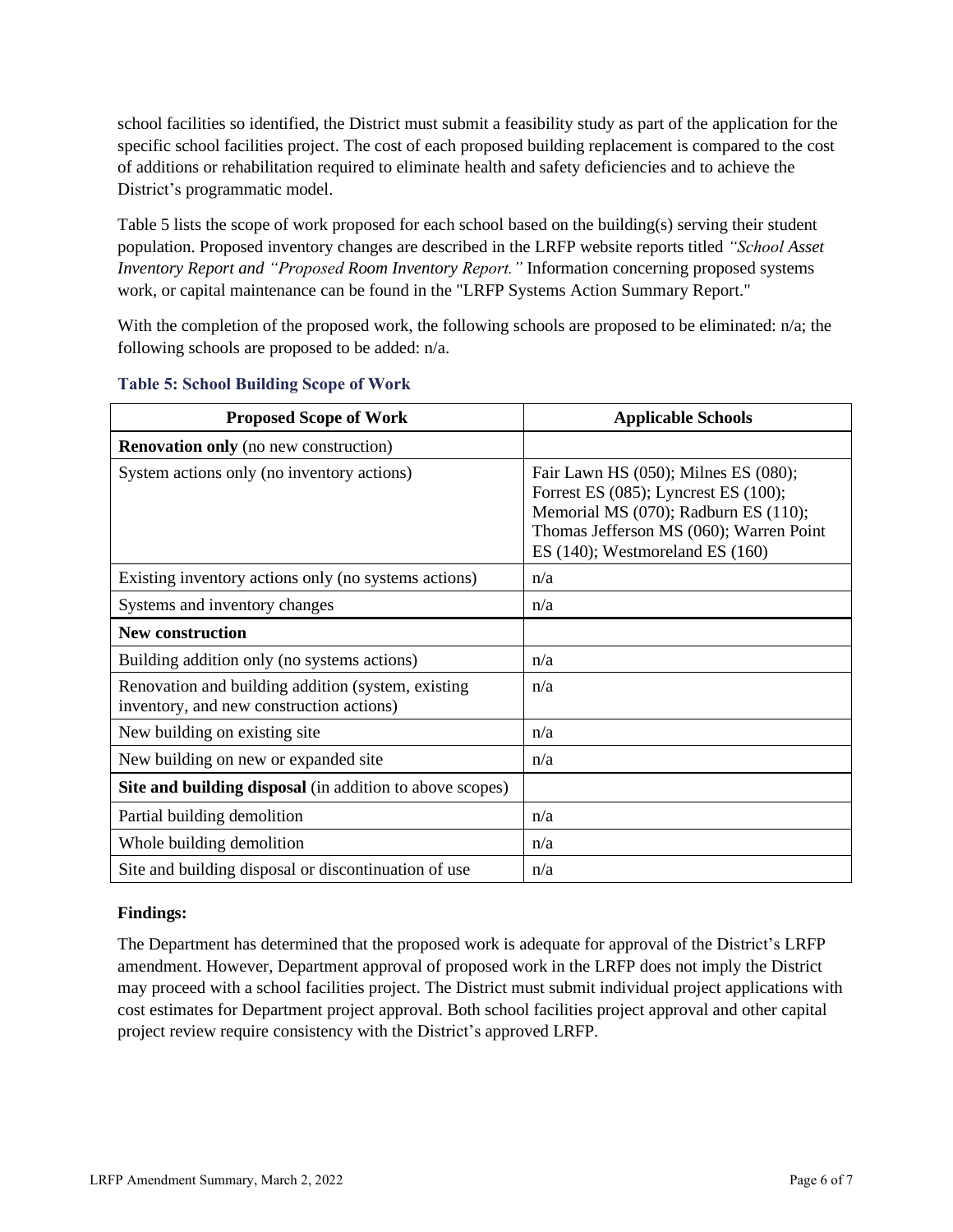school facilities so identified, the District must submit a feasibility study as part of the application for the specific school facilities project. The cost of each proposed building replacement is compared to the cost of additions or rehabilitation required to eliminate health and safety deficiencies and to achieve the District's programmatic model.

Table 5 lists the scope of work proposed for each school based on the building(s) serving their student population. Proposed inventory changes are described in the LRFP website reports titled *"School Asset Inventory Report and "Proposed Room Inventory Report."* Information concerning proposed systems work, or capital maintenance can be found in the "LRFP Systems Action Summary Report."

With the completion of the proposed work, the following schools are proposed to be eliminated: n/a; the following schools are proposed to be added: n/a.

### Table 5: School Building Scope of Work

| Proposed Scope of Work | Applicable Schools |
|---|---|
| **Renovation only** (no new construction) | |
| System actions only (no inventory actions) | Fair Lawn HS (050); Milnes ES (080); Forrest ES (085); Lyncrest ES (100); Memorial MS (070); Radburn ES (110); Thomas Jefferson MS (060); Warren Point ES (140); Westmoreland ES (160) |
| Existing inventory actions only (no systems actions) | n/a |
| Systems and inventory changes | n/a |
| **New construction** | |
| Building addition only (no systems actions) | n/a |
| Renovation and building addition (system, existing inventory, and new construction actions) | n/a |
| New building on existing site | n/a |
| New building on new or expanded site | n/a |
| **Site and building disposal** (in addition to above scopes) | |
| Partial building demolition | n/a |
| Whole building demolition | n/a |
| Site and building disposal or discontinuation of use | n/a |

**Findings:**

The Department has determined that the proposed work is adequate for approval of the District's LRFP amendment. However, Department approval of proposed work in the LRFP does not imply the District may proceed with a school facilities project. The District must submit individual project applications with cost estimates for Department project approval. Both school facilities project approval and other capital project review require consistency with the District's approved LRFP.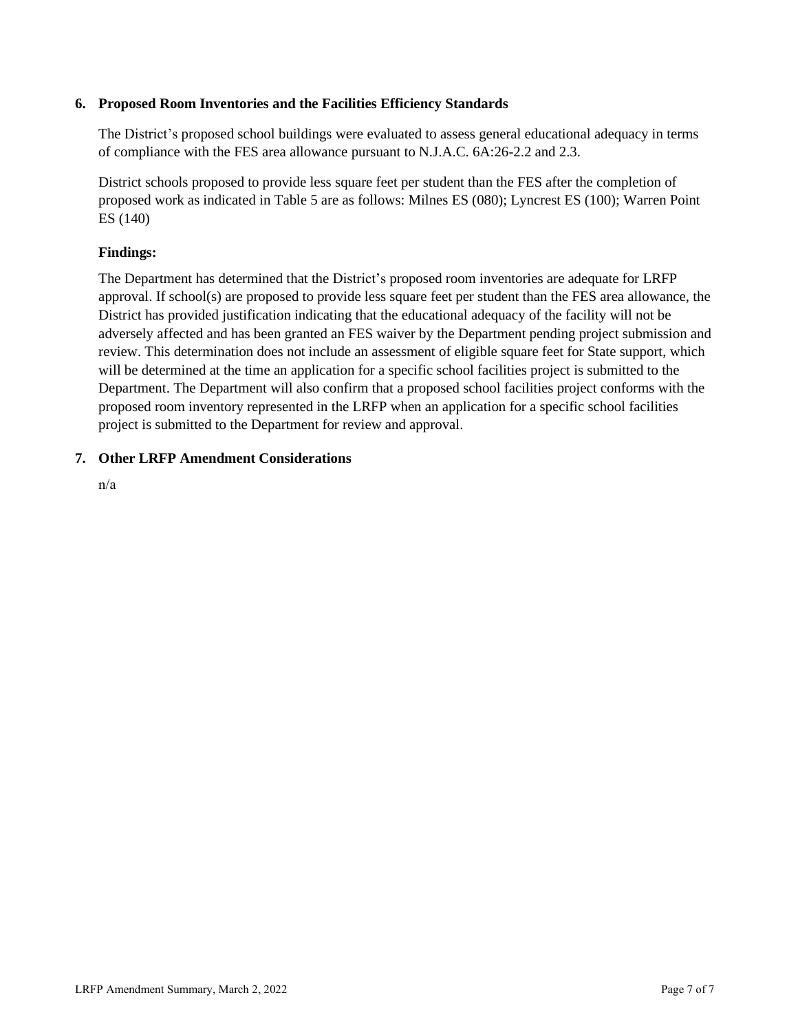## 6. Proposed Room Inventories and the Facilities Efficiency Standards

The District's proposed school buildings were evaluated to assess general educational adequacy in terms of compliance with the FES area allowance pursuant to N.J.A.C. 6A:26-2.2 and 2.3.

District schools proposed to provide less square feet per student than the FES after the completion of proposed work as indicated in Table 5 are as follows: Milnes ES (080); Lyncrest ES (100); Warren Point ES (140)

### Findings:

The Department has determined that the District's proposed room inventories are adequate for LRFP approval. If school(s) are proposed to provide less square feet per student than the FES area allowance, the District has provided justification indicating that the educational adequacy of the facility will not be adversely affected and has been granted an FES waiver by the Department pending project submission and review. This determination does not include an assessment of eligible square feet for State support, which will be determined at the time an application for a specific school facilities project is submitted to the Department. The Department will also confirm that a proposed school facilities project conforms with the proposed room inventory represented in the LRFP when an application for a specific school facilities project is submitted to the Department for review and approval.

## 7. Other LRFP Amendment Considerations

n/a